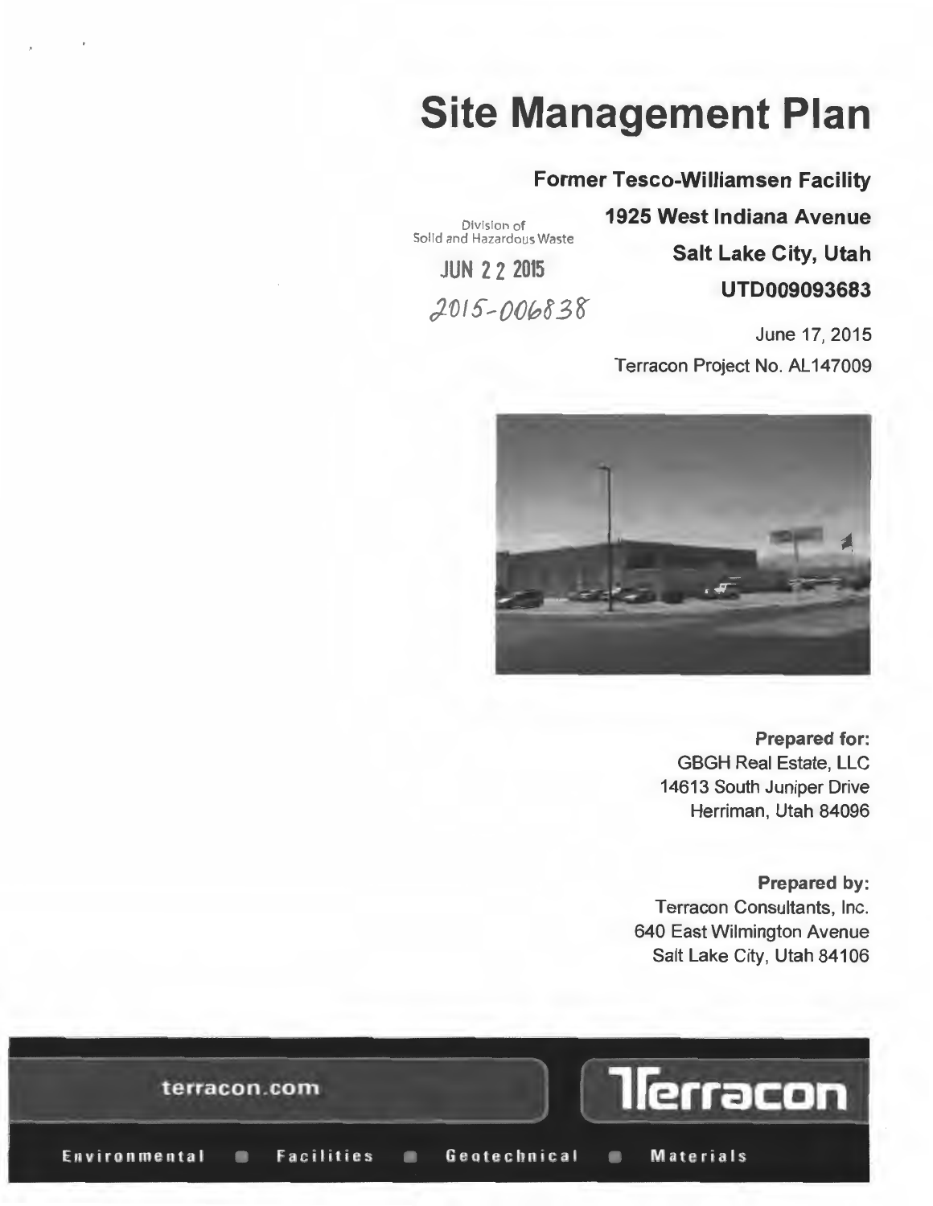# Site Management Plan

**Former Tesco-Williamsen Facility**

**1925 West Indiana Avenue**

**Salt Lake City, Utah**

**UTD009093683**

Division of
Solid and Hazardous Waste

JUN 22 2015

2015-006838

June 17, 2015

Terracon Project No. AL147009

**Prepared for:**
GBGH Real Estate, LLC
14613 South Juniper Drive
Herriman, Utah 84096

**Prepared by:**
Terracon Consultants, Inc.
640 East Wilmington Avenue
Salt Lake City, Utah 84106

terracon.com

Terracon

Environmental ■ Facilities ■ Geotechnical ■ Materials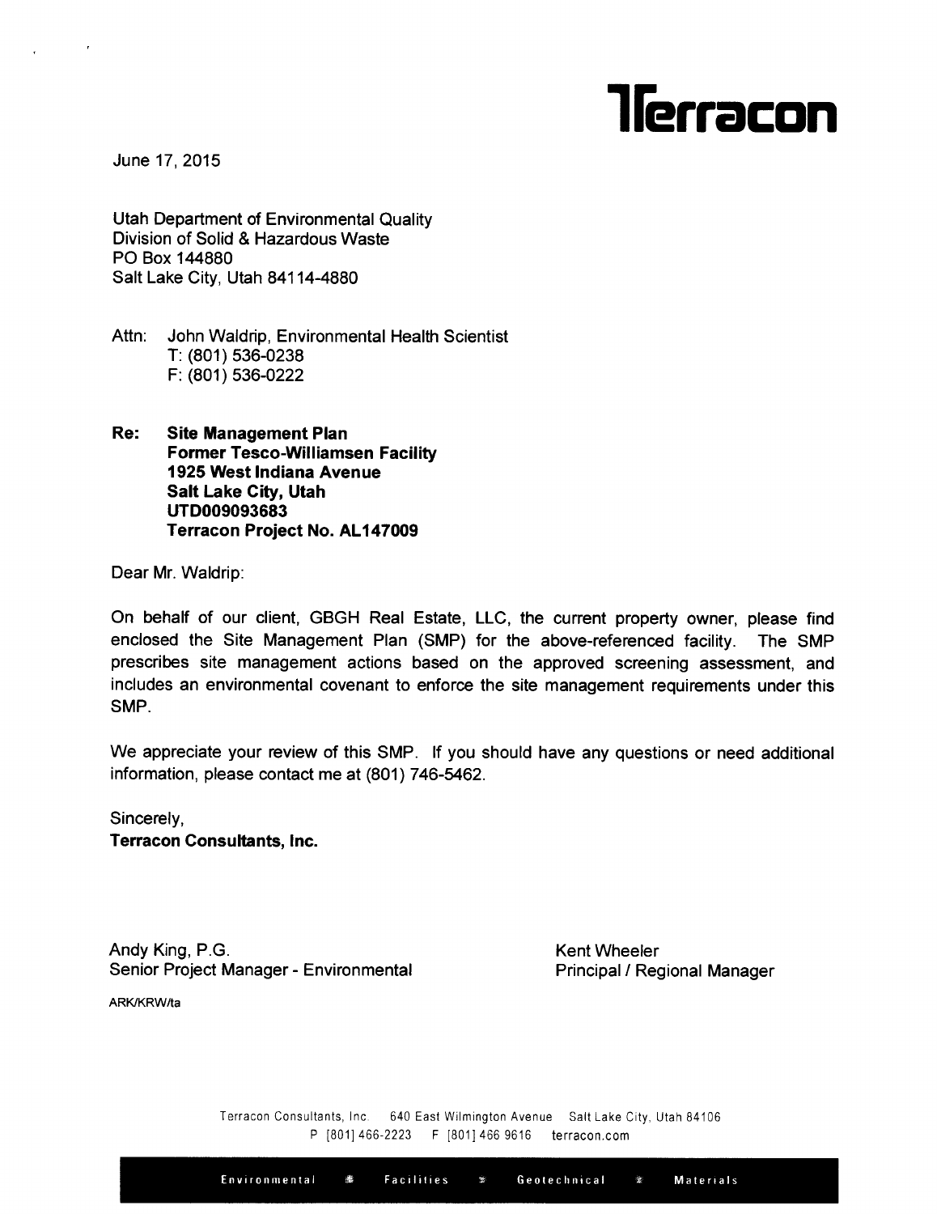# Terracon

June 17, 2015

Utah Department of Environmental Quality
Division of Solid & Hazardous Waste
PO Box 144880
Salt Lake City, Utah 84114-4880

Attn: John Waldrip, Environmental Health Scientist
T: (801) 536-0238
F: (801) 536-0222

**Re: Site Management Plan**
**Former Tesco-Williamsen Facility**
**1925 West Indiana Avenue**
**Salt Lake City, Utah**
**UTD009093683**
**Terracon Project No. AL147009**

Dear Mr. Waldrip:

On behalf of our client, GBGH Real Estate, LLC, the current property owner, please find enclosed the Site Management Plan (SMP) for the above-referenced facility. The SMP prescribes site management actions based on the approved screening assessment, and includes an environmental covenant to enforce the site management requirements under this SMP.

We appreciate your review of this SMP. If you should have any questions or need additional information, please contact me at (801) 746-5462.

Sincerely,
**Terracon Consultants, Inc.**

Andy King, P.G.
Senior Project Manager - Environmental

Kent Wheeler
Principal / Regional Manager

ARK/KRW/ta

Terracon Consultants, Inc. 640 East Wilmington Avenue Salt Lake City, Utah 84106
P [801] 466-2223 F [801] 466 9616 terracon.com

Environmental ✱ Facilities ✱ Geotechnical ✱ Materials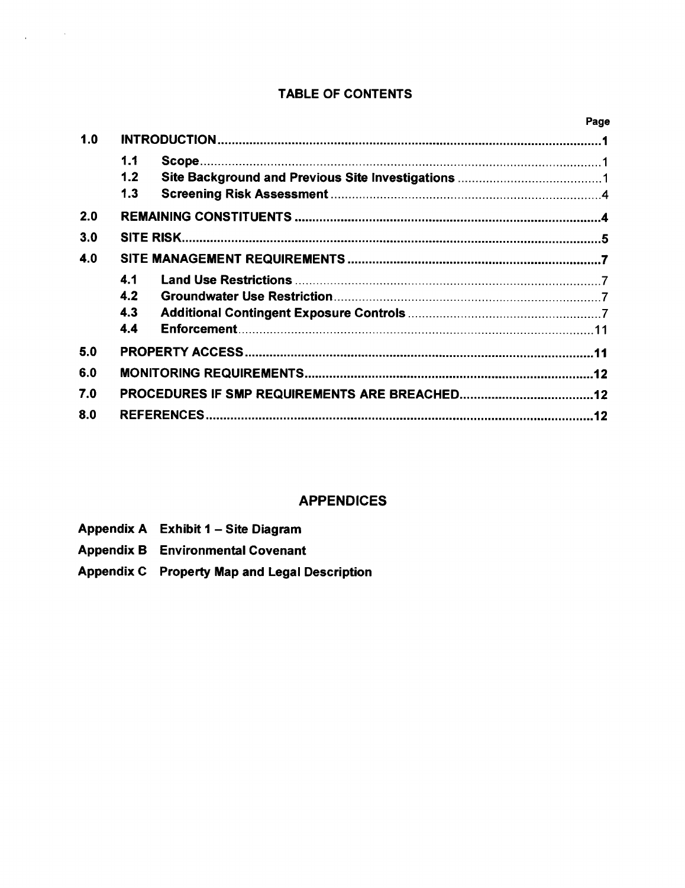# TABLE OF CONTENTS

| | | | Page |
|---|---|---|---|
| **1.0** | **INTRODUCTION** | | **1** |
| | 1.1 | Scope | 1 |
| | 1.2 | Site Background and Previous Site Investigations | 1 |
| | 1.3 | Screening Risk Assessment | 4 |
| **2.0** | **REMAINING CONSTITUENTS** | | **4** |
| **3.0** | **SITE RISK** | | **5** |
| **4.0** | **SITE MANAGEMENT REQUIREMENTS** | | **7** |
| | 4.1 | Land Use Restrictions | 7 |
| | 4.2 | Groundwater Use Restriction | 7 |
| | 4.3 | Additional Contingent Exposure Controls | 7 |
| | 4.4 | Enforcement | 11 |
| **5.0** | **PROPERTY ACCESS** | | **11** |
| **6.0** | **MONITORING REQUIREMENTS** | | **12** |
| **7.0** | **PROCEDURES IF SMP REQUIREMENTS ARE BREACHED** | | **12** |
| **8.0** | **REFERENCES** | | **12** |

## APPENDICES

**Appendix A** Exhibit 1 – Site Diagram

**Appendix B** Environmental Covenant

**Appendix C** Property Map and Legal Description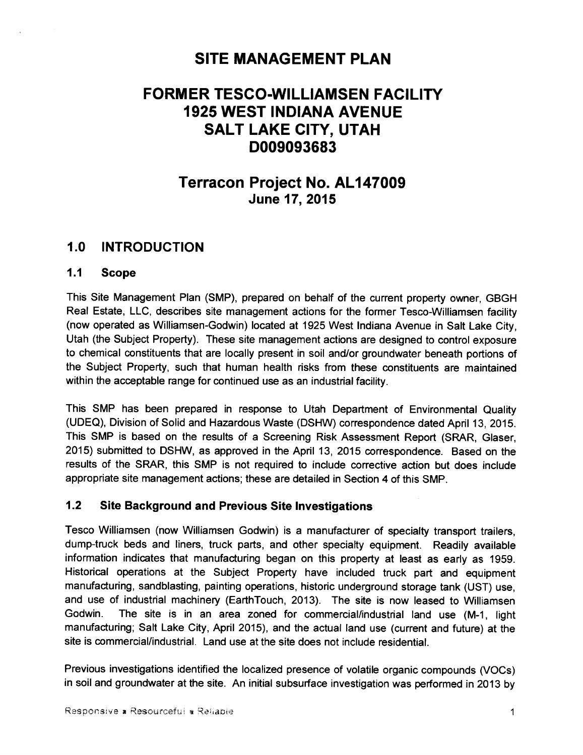# SITE MANAGEMENT PLAN

# FORMER TESCO-WILLIAMSEN FACILITY
# 1925 WEST INDIANA AVENUE
# SALT LAKE CITY, UTAH
# D009093683

## Terracon Project No. AL147009
### June 17, 2015

## 1.0 INTRODUCTION

### 1.1 Scope

This Site Management Plan (SMP), prepared on behalf of the current property owner, GBGH Real Estate, LLC, describes site management actions for the former Tesco-Williamsen facility (now operated as Williamsen-Godwin) located at 1925 West Indiana Avenue in Salt Lake City, Utah (the Subject Property). These site management actions are designed to control exposure to chemical constituents that are locally present in soil and/or groundwater beneath portions of the Subject Property, such that human health risks from these constituents are maintained within the acceptable range for continued use as an industrial facility.

This SMP has been prepared in response to Utah Department of Environmental Quality (UDEQ), Division of Solid and Hazardous Waste (DSHW) correspondence dated April 13, 2015. This SMP is based on the results of a Screening Risk Assessment Report (SRAR, Glaser, 2015) submitted to DSHW, as approved in the April 13, 2015 correspondence. Based on the results of the SRAR, this SMP is not required to include corrective action but does include appropriate site management actions; these are detailed in Section 4 of this SMP.

### 1.2 Site Background and Previous Site Investigations

Tesco Williamsen (now Williamsen Godwin) is a manufacturer of specialty transport trailers, dump-truck beds and liners, truck parts, and other specialty equipment. Readily available information indicates that manufacturing began on this property at least as early as 1959. Historical operations at the Subject Property have included truck part and equipment manufacturing, sandblasting, painting operations, historic underground storage tank (UST) use, and use of industrial machinery (EarthTouch, 2013). The site is now leased to Williamsen Godwin. The site is in an area zoned for commercial/industrial land use (M-1, light manufacturing; Salt Lake City, April 2015), and the actual land use (current and future) at the site is commercial/industrial. Land use at the site does not include residential.

Previous investigations identified the localized presence of volatile organic compounds (VOCs) in soil and groundwater at the site. An initial subsurface investigation was performed in 2013 by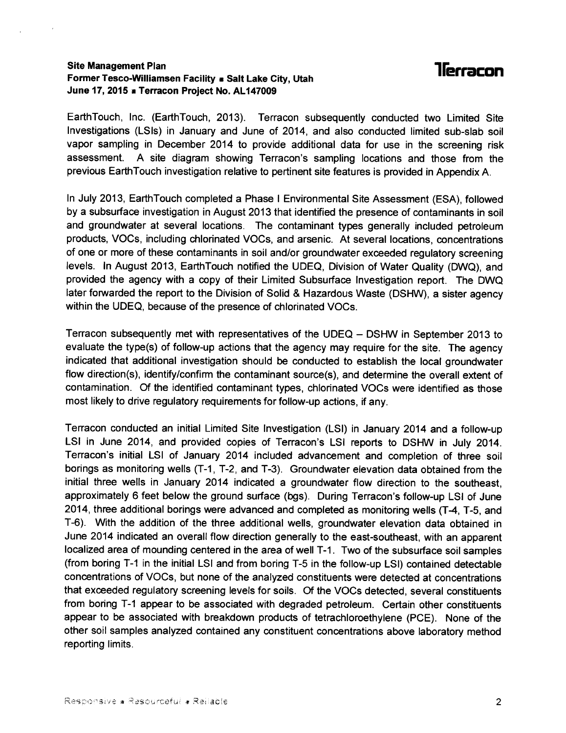EarthTouch, Inc. (EarthTouch, 2013). Terracon subsequently conducted two Limited Site Investigations (LSIs) in January and June of 2014, and also conducted limited sub-slab soil vapor sampling in December 2014 to provide additional data for use in the screening risk assessment. A site diagram showing Terracon's sampling locations and those from the previous EarthTouch investigation relative to pertinent site features is provided in Appendix A.

In July 2013, EarthTouch completed a Phase I Environmental Site Assessment (ESA), followed by a subsurface investigation in August 2013 that identified the presence of contaminants in soil and groundwater at several locations. The contaminant types generally included petroleum products, VOCs, including chlorinated VOCs, and arsenic. At several locations, concentrations of one or more of these contaminants in soil and/or groundwater exceeded regulatory screening levels. In August 2013, EarthTouch notified the UDEQ, Division of Water Quality (DWQ), and provided the agency with a copy of their Limited Subsurface Investigation report. The DWQ later forwarded the report to the Division of Solid & Hazardous Waste (DSHW), a sister agency within the UDEQ, because of the presence of chlorinated VOCs.

Terracon subsequently met with representatives of the UDEQ – DSHW in September 2013 to evaluate the type(s) of follow-up actions that the agency may require for the site. The agency indicated that additional investigation should be conducted to establish the local groundwater flow direction(s), identify/confirm the contaminant source(s), and determine the overall extent of contamination. Of the identified contaminant types, chlorinated VOCs were identified as those most likely to drive regulatory requirements for follow-up actions, if any.

Terracon conducted an initial Limited Site Investigation (LSI) in January 2014 and a follow-up LSI in June 2014, and provided copies of Terracon's LSI reports to DSHW in July 2014. Terracon's initial LSI of January 2014 included advancement and completion of three soil borings as monitoring wells (T-1, T-2, and T-3). Groundwater elevation data obtained from the initial three wells in January 2014 indicated a groundwater flow direction to the southeast, approximately 6 feet below the ground surface (bgs). During Terracon's follow-up LSI of June 2014, three additional borings were advanced and completed as monitoring wells (T-4, T-5, and T-6). With the addition of the three additional wells, groundwater elevation data obtained in June 2014 indicated an overall flow direction generally to the east-southeast, with an apparent localized area of mounding centered in the area of well T-1. Two of the subsurface soil samples (from boring T-1 in the initial LSI and from boring T-5 in the follow-up LSI) contained detectable concentrations of VOCs, but none of the analyzed constituents were detected at concentrations that exceeded regulatory screening levels for soils. Of the VOCs detected, several constituents from boring T-1 appear to be associated with degraded petroleum. Certain other constituents appear to be associated with breakdown products of tetrachloroethylene (PCE). None of the other soil samples analyzed contained any constituent concentrations above laboratory method reporting limits.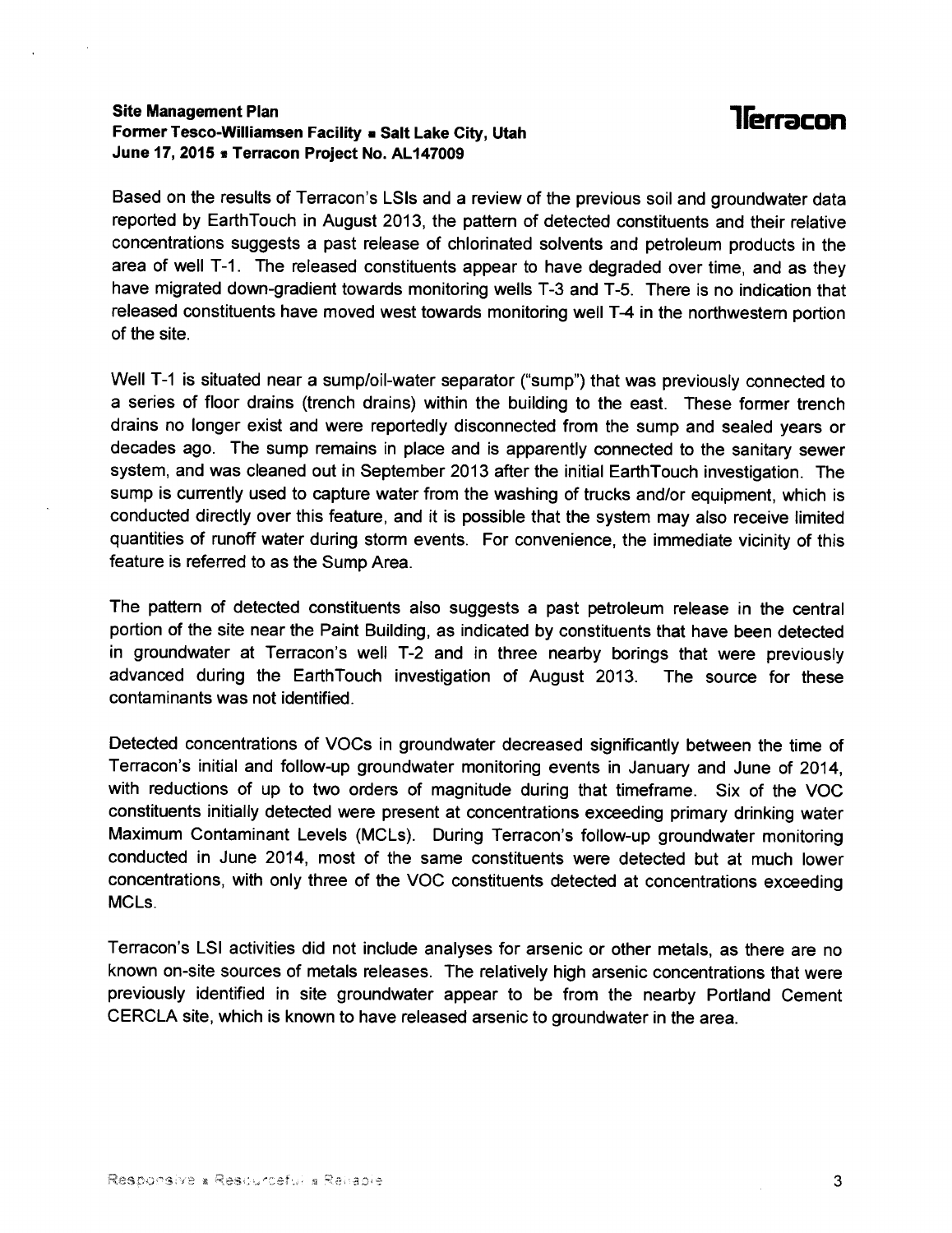Based on the results of Terracon's LSIs and a review of the previous soil and groundwater data reported by EarthTouch in August 2013, the pattern of detected constituents and their relative concentrations suggests a past release of chlorinated solvents and petroleum products in the area of well T-1. The released constituents appear to have degraded over time, and as they have migrated down-gradient towards monitoring wells T-3 and T-5. There is no indication that released constituents have moved west towards monitoring well T-4 in the northwestern portion of the site.

Well T-1 is situated near a sump/oil-water separator ("sump") that was previously connected to a series of floor drains (trench drains) within the building to the east. These former trench drains no longer exist and were reportedly disconnected from the sump and sealed years or decades ago. The sump remains in place and is apparently connected to the sanitary sewer system, and was cleaned out in September 2013 after the initial EarthTouch investigation. The sump is currently used to capture water from the washing of trucks and/or equipment, which is conducted directly over this feature, and it is possible that the system may also receive limited quantities of runoff water during storm events. For convenience, the immediate vicinity of this feature is referred to as the Sump Area.

The pattern of detected constituents also suggests a past petroleum release in the central portion of the site near the Paint Building, as indicated by constituents that have been detected in groundwater at Terracon's well T-2 and in three nearby borings that were previously advanced during the EarthTouch investigation of August 2013. The source for these contaminants was not identified.

Detected concentrations of VOCs in groundwater decreased significantly between the time of Terracon's initial and follow-up groundwater monitoring events in January and June of 2014, with reductions of up to two orders of magnitude during that timeframe. Six of the VOC constituents initially detected were present at concentrations exceeding primary drinking water Maximum Contaminant Levels (MCLs). During Terracon's follow-up groundwater monitoring conducted in June 2014, most of the same constituents were detected but at much lower concentrations, with only three of the VOC constituents detected at concentrations exceeding MCLs.

Terracon's LSI activities did not include analyses for arsenic or other metals, as there are no known on-site sources of metals releases. The relatively high arsenic concentrations that were previously identified in site groundwater appear to be from the nearby Portland Cement CERCLA site, which is known to have released arsenic to groundwater in the area.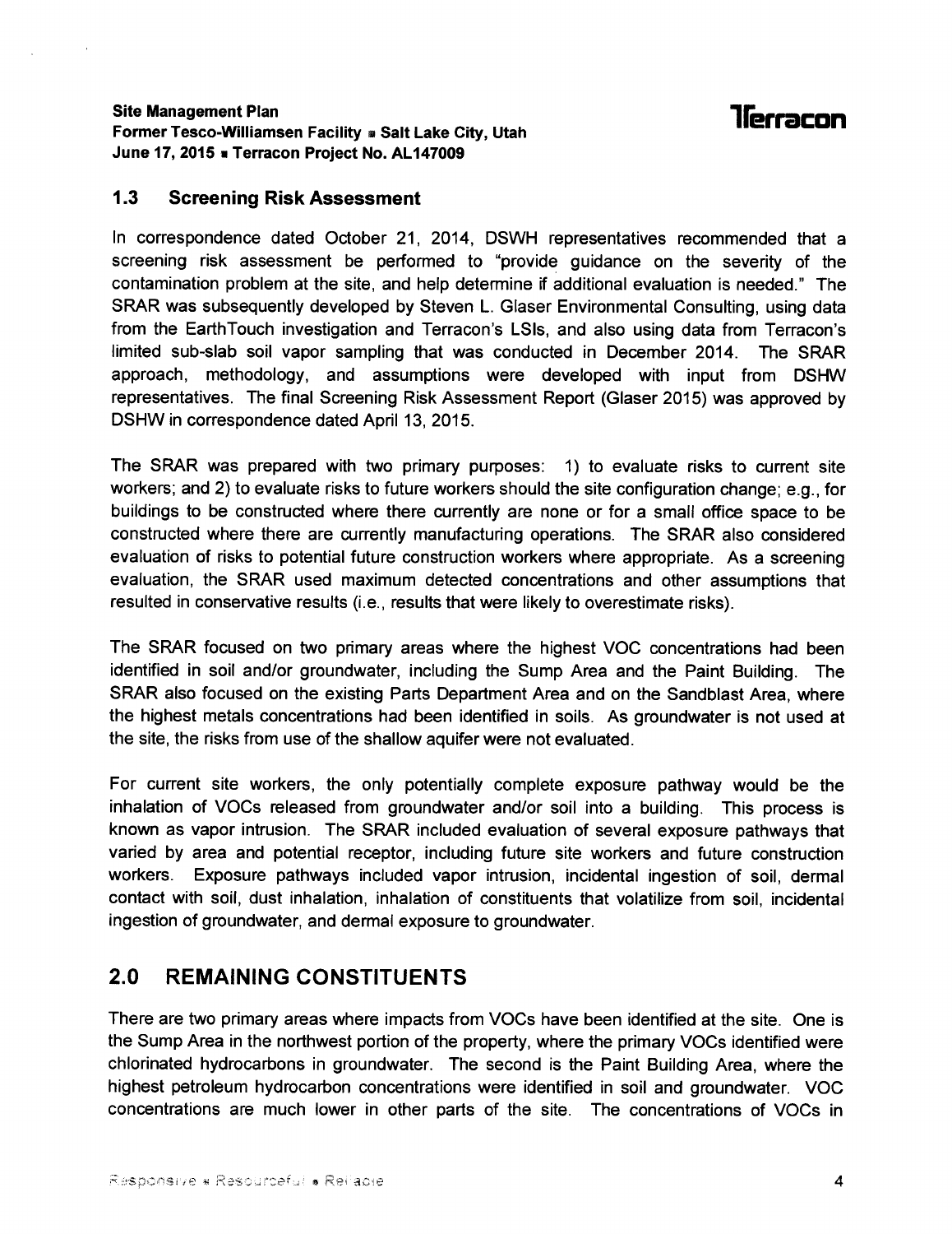## 1.3 Screening Risk Assessment

In correspondence dated October 21, 2014, DSWH representatives recommended that a screening risk assessment be performed to "provide guidance on the severity of the contamination problem at the site, and help determine if additional evaluation is needed." The SRAR was subsequently developed by Steven L. Glaser Environmental Consulting, using data from the EarthTouch investigation and Terracon's LSIs, and also using data from Terracon's limited sub-slab soil vapor sampling that was conducted in December 2014. The SRAR approach, methodology, and assumptions were developed with input from DSHW representatives. The final Screening Risk Assessment Report (Glaser 2015) was approved by DSHW in correspondence dated April 13, 2015.

The SRAR was prepared with two primary purposes: 1) to evaluate risks to current site workers; and 2) to evaluate risks to future workers should the site configuration change; e.g., for buildings to be constructed where there currently are none or for a small office space to be constructed where there are currently manufacturing operations. The SRAR also considered evaluation of risks to potential future construction workers where appropriate. As a screening evaluation, the SRAR used maximum detected concentrations and other assumptions that resulted in conservative results (i.e., results that were likely to overestimate risks).

The SRAR focused on two primary areas where the highest VOC concentrations had been identified in soil and/or groundwater, including the Sump Area and the Paint Building. The SRAR also focused on the existing Parts Department Area and on the Sandblast Area, where the highest metals concentrations had been identified in soils. As groundwater is not used at the site, the risks from use of the shallow aquifer were not evaluated.

For current site workers, the only potentially complete exposure pathway would be the inhalation of VOCs released from groundwater and/or soil into a building. This process is known as vapor intrusion. The SRAR included evaluation of several exposure pathways that varied by area and potential receptor, including future site workers and future construction workers. Exposure pathways included vapor intrusion, incidental ingestion of soil, dermal contact with soil, dust inhalation, inhalation of constituents that volatilize from soil, incidental ingestion of groundwater, and dermal exposure to groundwater.

# 2.0 REMAINING CONSTITUENTS

There are two primary areas where impacts from VOCs have been identified at the site. One is the Sump Area in the northwest portion of the property, where the primary VOCs identified were chlorinated hydrocarbons in groundwater. The second is the Paint Building Area, where the highest petroleum hydrocarbon concentrations were identified in soil and groundwater. VOC concentrations are much lower in other parts of the site. The concentrations of VOCs in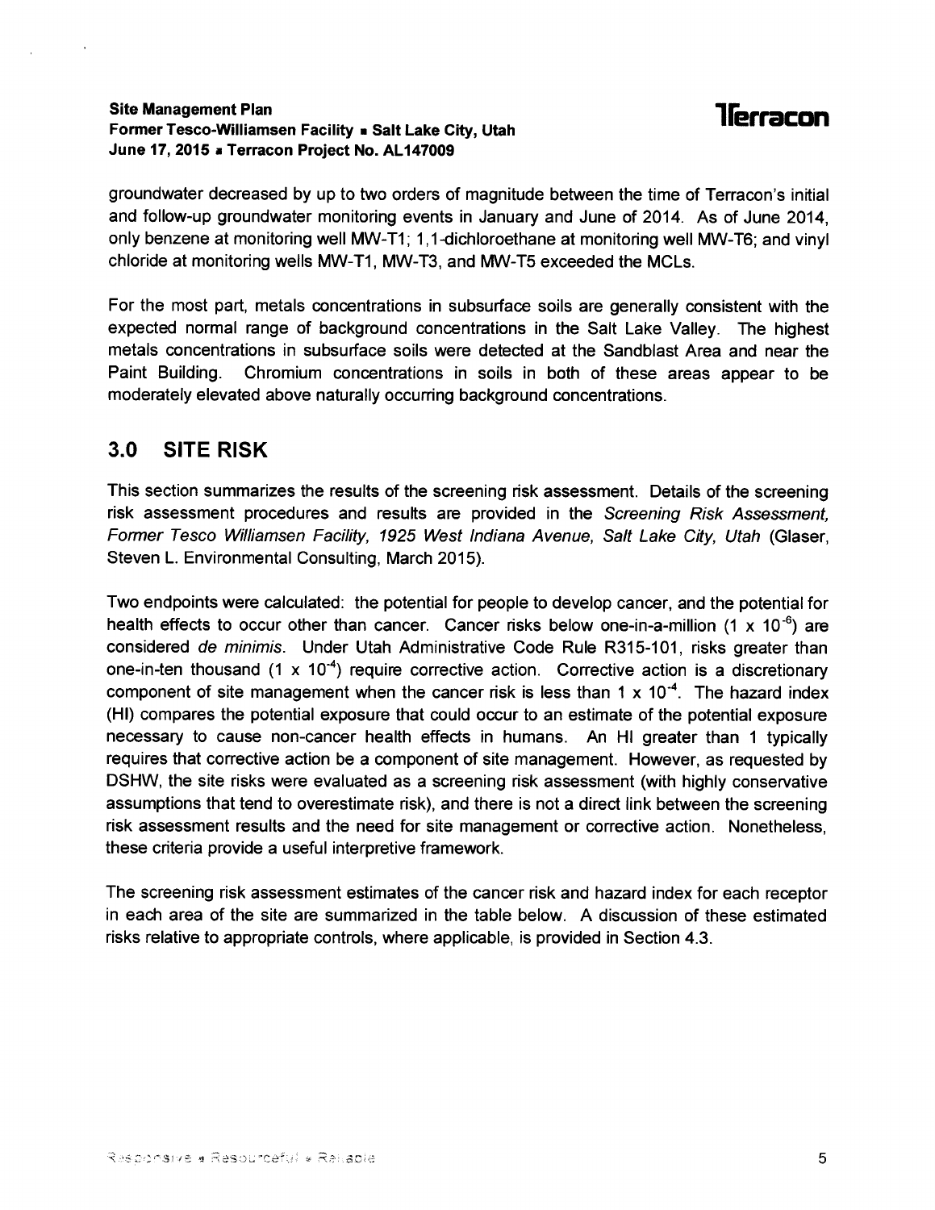groundwater decreased by up to two orders of magnitude between the time of Terracon's initial and follow-up groundwater monitoring events in January and June of 2014. As of June 2014, only benzene at monitoring well MW-T1; 1,1-dichloroethane at monitoring well MW-T6; and vinyl chloride at monitoring wells MW-T1, MW-T3, and MW-T5 exceeded the MCLs.

For the most part, metals concentrations in subsurface soils are generally consistent with the expected normal range of background concentrations in the Salt Lake Valley. The highest metals concentrations in subsurface soils were detected at the Sandblast Area and near the Paint Building. Chromium concentrations in soils in both of these areas appear to be moderately elevated above naturally occurring background concentrations.

## 3.0 SITE RISK

This section summarizes the results of the screening risk assessment. Details of the screening risk assessment procedures and results are provided in the *Screening Risk Assessment, Former Tesco Williamsen Facility, 1925 West Indiana Avenue, Salt Lake City, Utah* (Glaser, Steven L. Environmental Consulting, March 2015).

Two endpoints were calculated: the potential for people to develop cancer, and the potential for health effects to occur other than cancer. Cancer risks below one-in-a-million ($1 \times 10^{-6}$) are considered *de minimis*. Under Utah Administrative Code Rule R315-101, risks greater than one-in-ten thousand ($1 \times 10^{-4}$) require corrective action. Corrective action is a discretionary component of site management when the cancer risk is less than $1 \times 10^{-4}$. The hazard index (HI) compares the potential exposure that could occur to an estimate of the potential exposure necessary to cause non-cancer health effects in humans. An HI greater than 1 typically requires that corrective action be a component of site management. However, as requested by DSHW, the site risks were evaluated as a screening risk assessment (with highly conservative assumptions that tend to overestimate risk), and there is not a direct link between the screening risk assessment results and the need for site management or corrective action. Nonetheless, these criteria provide a useful interpretive framework.

The screening risk assessment estimates of the cancer risk and hazard index for each receptor in each area of the site are summarized in the table below. A discussion of these estimated risks relative to appropriate controls, where applicable, is provided in Section 4.3.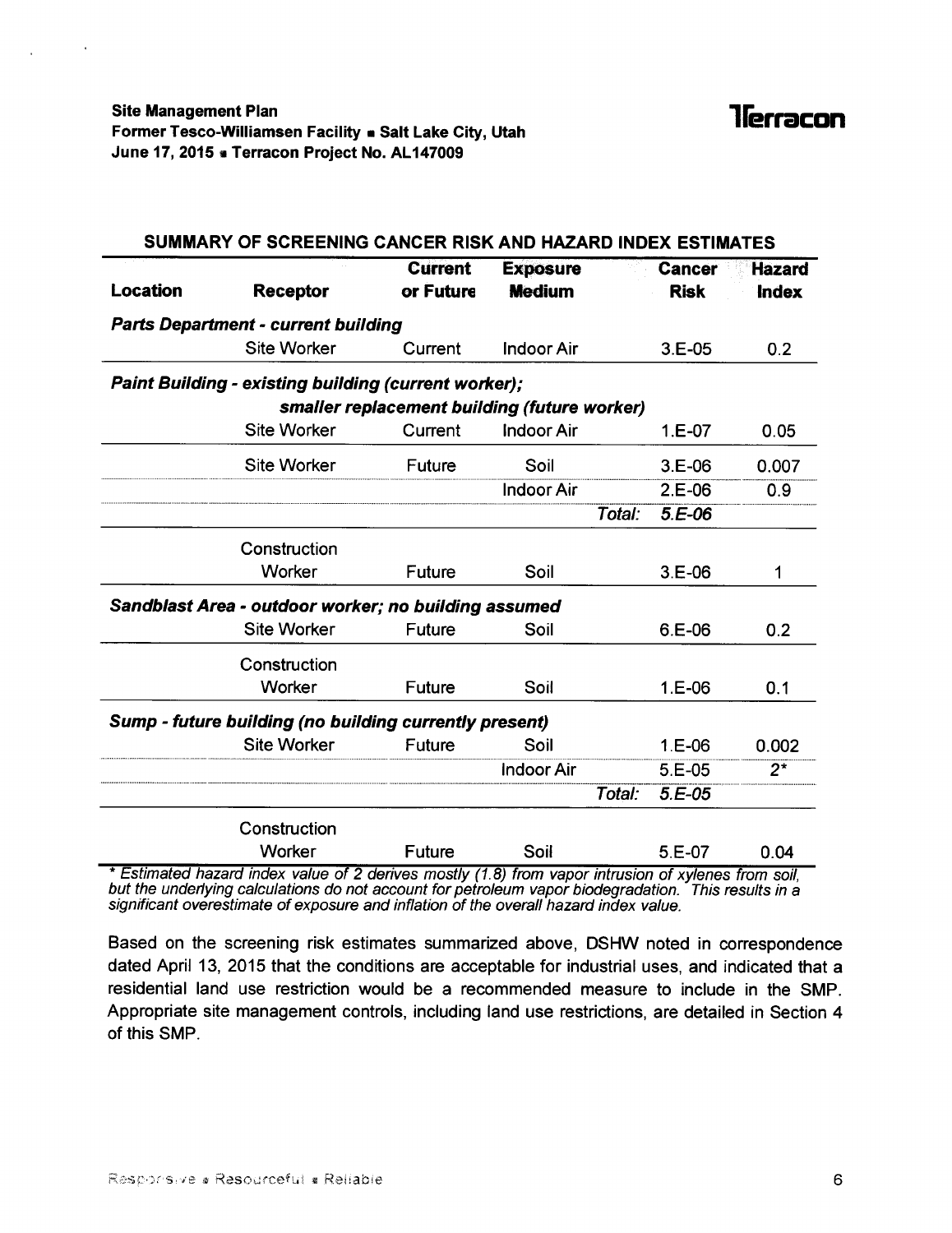## SUMMARY OF SCREENING CANCER RISK AND HAZARD INDEX ESTIMATES

| Location | Receptor | Current or Future | Exposure Medium | | Cancer Risk | Hazard Index |
|---|---|---|---|---|---|---|
| ***Parts Department - current building*** | | | | | | |
| | Site Worker | Current | Indoor Air | | 3.E-05 | 0.2 |
| ***Paint Building - existing building (current worker); smaller replacement building (future worker)*** | | | | | | |
| | Site Worker | Current | Indoor Air | | 1.E-07 | 0.05 |
| | Site Worker | Future | Soil | | 3.E-06 | 0.007 |
| | | | Indoor Air | | 2.E-06 | 0.9 |
| | | | | *Total:* | *5.E-06* | |
| | Construction Worker | Future | Soil | | 3.E-06 | 1 |
| ***Sandblast Area - outdoor worker; no building assumed*** | | | | | | |
| | Site Worker | Future | Soil | | 6.E-06 | 0.2 |
| | Construction Worker | Future | Soil | | 1.E-06 | 0.1 |
| ***Sump - future building (no building currently present)*** | | | | | | |
| | Site Worker | Future | Soil | | 1.E-06 | 0.002 |
| | | | Indoor Air | | 5.E-05 | 2* |
| | | | | *Total:* | *5.E-05* | |
| | Construction Worker | Future | Soil | | 5.E-07 | 0.04 |

*\* Estimated hazard index value of 2 derives mostly (1.8) from vapor intrusion of xylenes from soil, but the underlying calculations do not account for petroleum vapor biodegradation. This results in a significant overestimate of exposure and inflation of the overall hazard index value.*

Based on the screening risk estimates summarized above, DSHW noted in correspondence dated April 13, 2015 that the conditions are acceptable for industrial uses, and indicated that a residential land use restriction would be a recommended measure to include in the SMP. Appropriate site management controls, including land use restrictions, are detailed in Section 4 of this SMP.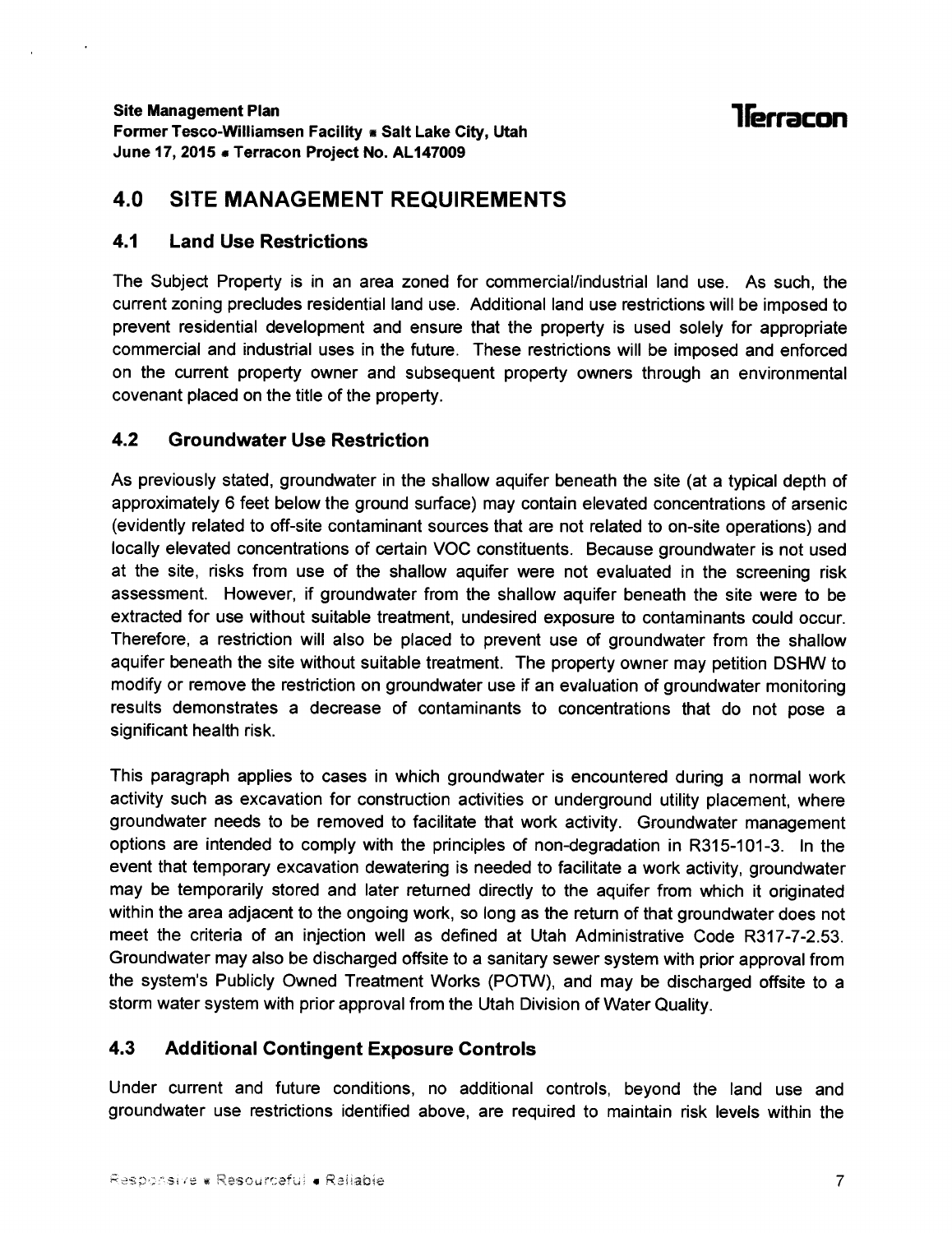## 4.0 SITE MANAGEMENT REQUIREMENTS

### 4.1 Land Use Restrictions

The Subject Property is in an area zoned for commercial/industrial land use. As such, the current zoning precludes residential land use. Additional land use restrictions will be imposed to prevent residential development and ensure that the property is used solely for appropriate commercial and industrial uses in the future. These restrictions will be imposed and enforced on the current property owner and subsequent property owners through an environmental covenant placed on the title of the property.

### 4.2 Groundwater Use Restriction

As previously stated, groundwater in the shallow aquifer beneath the site (at a typical depth of approximately 6 feet below the ground surface) may contain elevated concentrations of arsenic (evidently related to off-site contaminant sources that are not related to on-site operations) and locally elevated concentrations of certain VOC constituents. Because groundwater is not used at the site, risks from use of the shallow aquifer were not evaluated in the screening risk assessment. However, if groundwater from the shallow aquifer beneath the site were to be extracted for use without suitable treatment, undesired exposure to contaminants could occur. Therefore, a restriction will also be placed to prevent use of groundwater from the shallow aquifer beneath the site without suitable treatment. The property owner may petition DSHW to modify or remove the restriction on groundwater use if an evaluation of groundwater monitoring results demonstrates a decrease of contaminants to concentrations that do not pose a significant health risk.

This paragraph applies to cases in which groundwater is encountered during a normal work activity such as excavation for construction activities or underground utility placement, where groundwater needs to be removed to facilitate that work activity. Groundwater management options are intended to comply with the principles of non-degradation in R315-101-3. In the event that temporary excavation dewatering is needed to facilitate a work activity, groundwater may be temporarily stored and later returned directly to the aquifer from which it originated within the area adjacent to the ongoing work, so long as the return of that groundwater does not meet the criteria of an injection well as defined at Utah Administrative Code R317-7-2.53. Groundwater may also be discharged offsite to a sanitary sewer system with prior approval from the system's Publicly Owned Treatment Works (POTW), and may be discharged offsite to a storm water system with prior approval from the Utah Division of Water Quality.

### 4.3 Additional Contingent Exposure Controls

Under current and future conditions, no additional controls, beyond the land use and groundwater use restrictions identified above, are required to maintain risk levels within the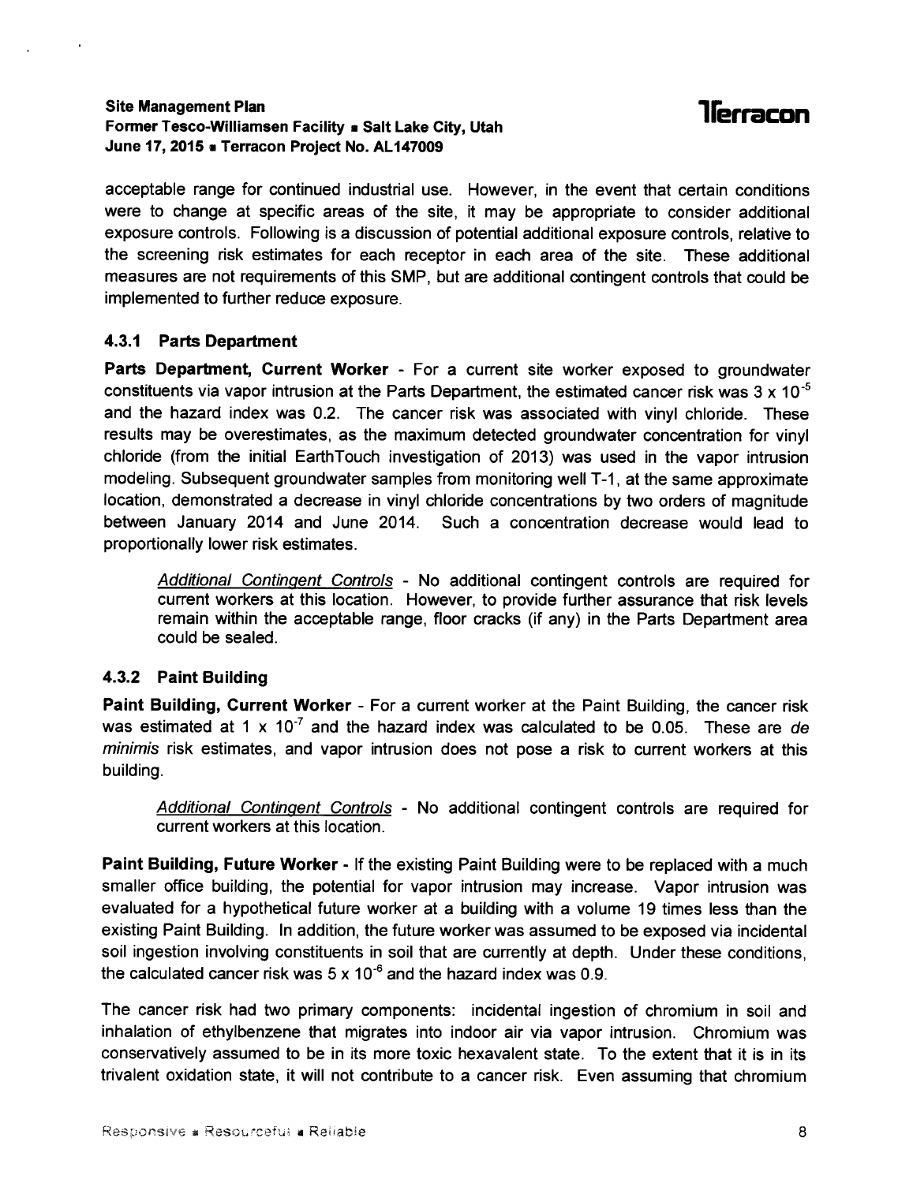acceptable range for continued industrial use. However, in the event that certain conditions were to change at specific areas of the site, it may be appropriate to consider additional exposure controls. Following is a discussion of potential additional exposure controls, relative to the screening risk estimates for each receptor in each area of the site. These additional measures are not requirements of this SMP, but are additional contingent controls that could be implemented to further reduce exposure.

### 4.3.1 Parts Department

**Parts Department, Current Worker** - For a current site worker exposed to groundwater constituents via vapor intrusion at the Parts Department, the estimated cancer risk was $3 \times 10^{-5}$ and the hazard index was 0.2. The cancer risk was associated with vinyl chloride. These results may be overestimates, as the maximum detected groundwater concentration for vinyl chloride (from the initial EarthTouch investigation of 2013) was used in the vapor intrusion modeling. Subsequent groundwater samples from monitoring well T-1, at the same approximate location, demonstrated a decrease in vinyl chloride concentrations by two orders of magnitude between January 2014 and June 2014. Such a concentration decrease would lead to proportionally lower risk estimates.

> *Additional Contingent Controls* - No additional contingent controls are required for current workers at this location. However, to provide further assurance that risk levels remain within the acceptable range, floor cracks (if any) in the Parts Department area could be sealed.

### 4.3.2 Paint Building

**Paint Building, Current Worker** - For a current worker at the Paint Building, the cancer risk was estimated at $1 \times 10^{-7}$ and the hazard index was calculated to be 0.05. These are *de minimis* risk estimates, and vapor intrusion does not pose a risk to current workers at this building.

> *Additional Contingent Controls* - No additional contingent controls are required for current workers at this location.

**Paint Building, Future Worker** - If the existing Paint Building were to be replaced with a much smaller office building, the potential for vapor intrusion may increase. Vapor intrusion was evaluated for a hypothetical future worker at a building with a volume 19 times less than the existing Paint Building. In addition, the future worker was assumed to be exposed via incidental soil ingestion involving constituents in soil that are currently at depth. Under these conditions, the calculated cancer risk was $5 \times 10^{-6}$ and the hazard index was 0.9.

The cancer risk had two primary components: incidental ingestion of chromium in soil and inhalation of ethylbenzene that migrates into indoor air via vapor intrusion. Chromium was conservatively assumed to be in its more toxic hexavalent state. To the extent that it is in its trivalent oxidation state, it will not contribute to a cancer risk. Even assuming that chromium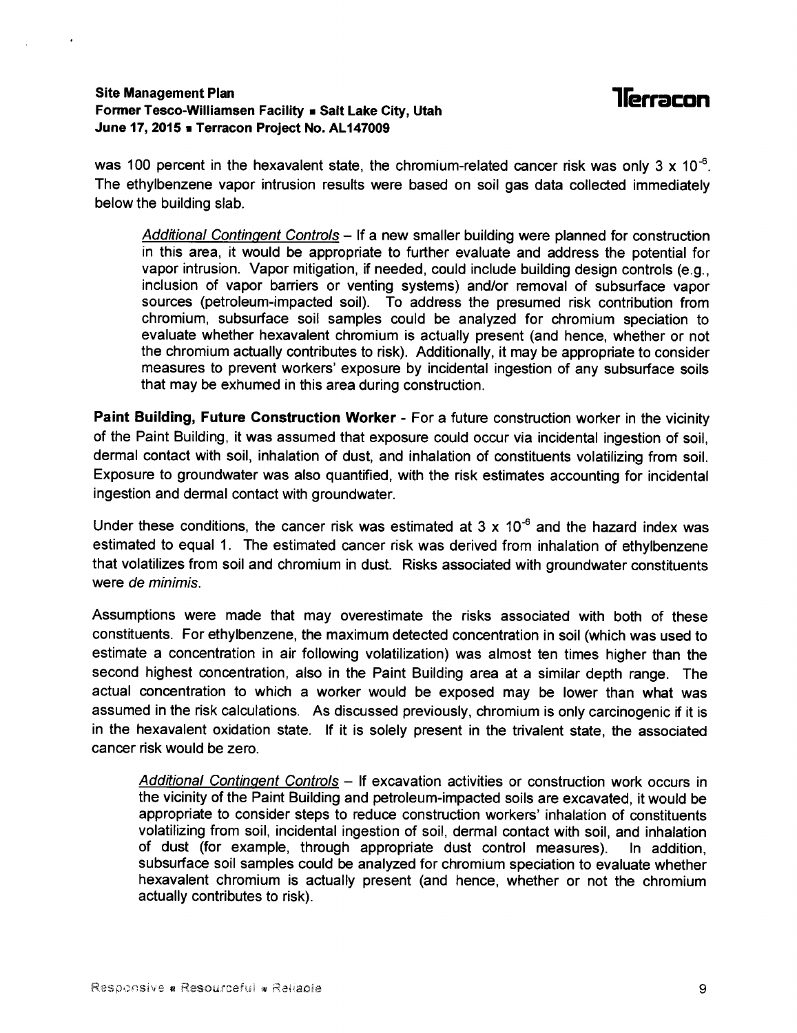was 100 percent in the hexavalent state, the chromium-related cancer risk was only $3 \times 10^{-6}$. The ethylbenzene vapor intrusion results were based on soil gas data collected immediately below the building slab.

> _Additional Contingent Controls_ – If a new smaller building were planned for construction in this area, it would be appropriate to further evaluate and address the potential for vapor intrusion. Vapor mitigation, if needed, could include building design controls (e.g., inclusion of vapor barriers or venting systems) and/or removal of subsurface vapor sources (petroleum-impacted soil). To address the presumed risk contribution from chromium, subsurface soil samples could be analyzed for chromium speciation to evaluate whether hexavalent chromium is actually present (and hence, whether or not the chromium actually contributes to risk). Additionally, it may be appropriate to consider measures to prevent workers' exposure by incidental ingestion of any subsurface soils that may be exhumed in this area during construction.

**Paint Building, Future Construction Worker** - For a future construction worker in the vicinity of the Paint Building, it was assumed that exposure could occur via incidental ingestion of soil, dermal contact with soil, inhalation of dust, and inhalation of constituents volatilizing from soil. Exposure to groundwater was also quantified, with the risk estimates accounting for incidental ingestion and dermal contact with groundwater.

Under these conditions, the cancer risk was estimated at $3 \times 10^{-6}$ and the hazard index was estimated to equal 1. The estimated cancer risk was derived from inhalation of ethylbenzene that volatilizes from soil and chromium in dust. Risks associated with groundwater constituents were *de minimis*.

Assumptions were made that may overestimate the risks associated with both of these constituents. For ethylbenzene, the maximum detected concentration in soil (which was used to estimate a concentration in air following volatilization) was almost ten times higher than the second highest concentration, also in the Paint Building area at a similar depth range. The actual concentration to which a worker would be exposed may be lower than what was assumed in the risk calculations. As discussed previously, chromium is only carcinogenic if it is in the hexavalent oxidation state. If it is solely present in the trivalent state, the associated cancer risk would be zero.

> _Additional Contingent Controls_ – If excavation activities or construction work occurs in the vicinity of the Paint Building and petroleum-impacted soils are excavated, it would be appropriate to consider steps to reduce construction workers' inhalation of constituents volatilizing from soil, incidental ingestion of soil, dermal contact with soil, and inhalation of dust (for example, through appropriate dust control measures). In addition, subsurface soil samples could be analyzed for chromium speciation to evaluate whether hexavalent chromium is actually present (and hence, whether or not the chromium actually contributes to risk).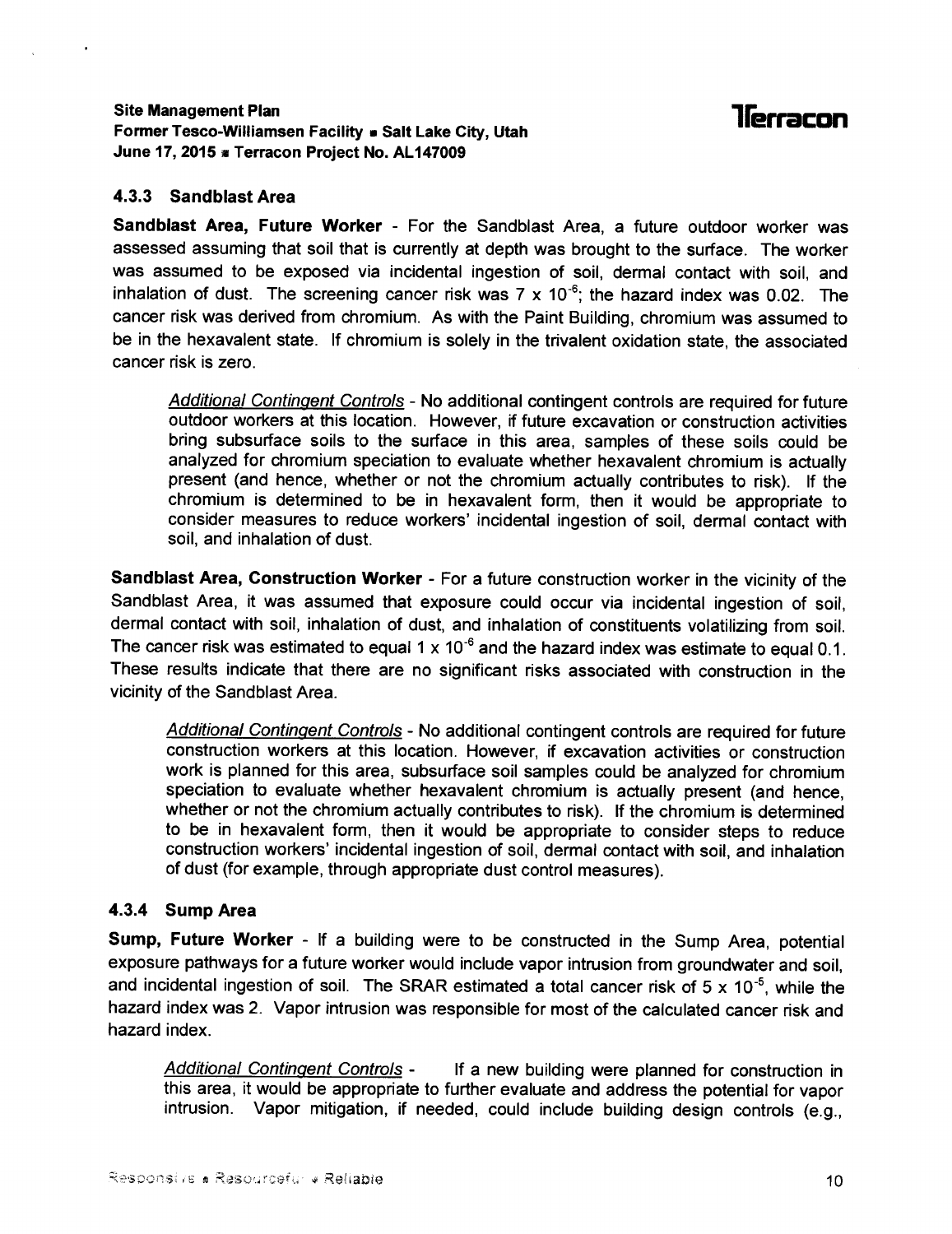### 4.3.3 Sandblast Area

**Sandblast Area, Future Worker** - For the Sandblast Area, a future outdoor worker was assessed assuming that soil that is currently at depth was brought to the surface. The worker was assumed to be exposed via incidental ingestion of soil, dermal contact with soil, and inhalation of dust. The screening cancer risk was $7 \times 10^{-6}$; the hazard index was 0.02. The cancer risk was derived from chromium. As with the Paint Building, chromium was assumed to be in the hexavalent state. If chromium is solely in the trivalent oxidation state, the associated cancer risk is zero.

> *Additional Contingent Controls* - No additional contingent controls are required for future outdoor workers at this location. However, if future excavation or construction activities bring subsurface soils to the surface in this area, samples of these soils could be analyzed for chromium speciation to evaluate whether hexavalent chromium is actually present (and hence, whether or not the chromium actually contributes to risk). If the chromium is determined to be in hexavalent form, then it would be appropriate to consider measures to reduce workers' incidental ingestion of soil, dermal contact with soil, and inhalation of dust.

**Sandblast Area, Construction Worker** - For a future construction worker in the vicinity of the Sandblast Area, it was assumed that exposure could occur via incidental ingestion of soil, dermal contact with soil, inhalation of dust, and inhalation of constituents volatilizing from soil. The cancer risk was estimated to equal $1 \times 10^{-6}$ and the hazard index was estimate to equal 0.1. These results indicate that there are no significant risks associated with construction in the vicinity of the Sandblast Area.

> *Additional Contingent Controls* - No additional contingent controls are required for future construction workers at this location. However, if excavation activities or construction work is planned for this area, subsurface soil samples could be analyzed for chromium speciation to evaluate whether hexavalent chromium is actually present (and hence, whether or not the chromium actually contributes to risk). If the chromium is determined to be in hexavalent form, then it would be appropriate to consider steps to reduce construction workers' incidental ingestion of soil, dermal contact with soil, and inhalation of dust (for example, through appropriate dust control measures).

### 4.3.4 Sump Area

**Sump, Future Worker** - If a building were to be constructed in the Sump Area, potential exposure pathways for a future worker would include vapor intrusion from groundwater and soil, and incidental ingestion of soil. The SRAR estimated a total cancer risk of $5 \times 10^{-5}$, while the hazard index was 2. Vapor intrusion was responsible for most of the calculated cancer risk and hazard index.

> *Additional Contingent Controls* - If a new building were planned for construction in this area, it would be appropriate to further evaluate and address the potential for vapor intrusion. Vapor mitigation, if needed, could include building design controls (e.g.,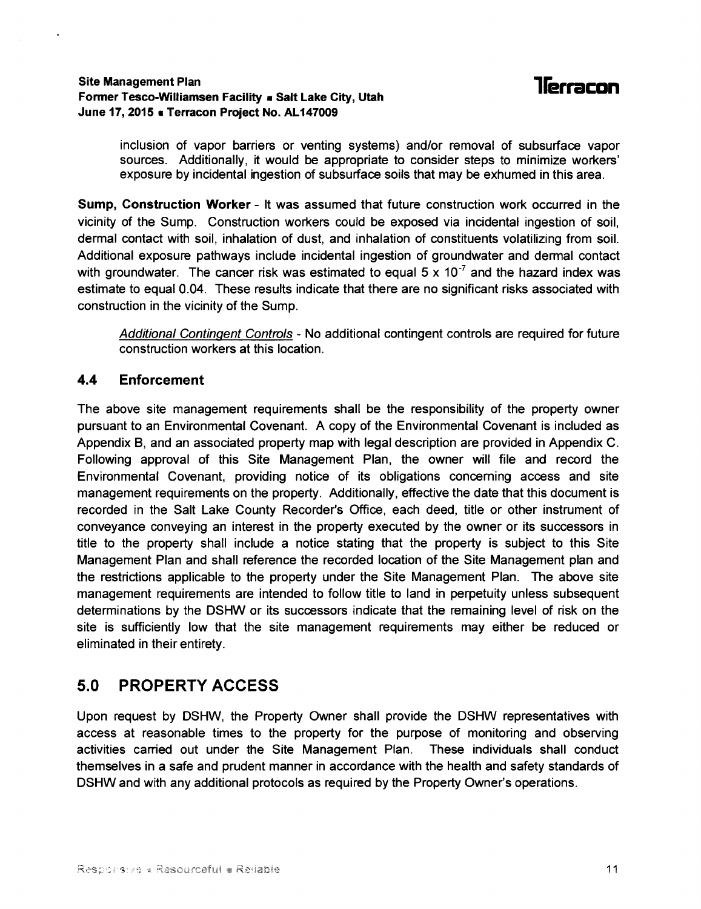inclusion of vapor barriers or venting systems) and/or removal of subsurface vapor sources. Additionally, it would be appropriate to consider steps to minimize workers' exposure by incidental ingestion of subsurface soils that may be exhumed in this area.

**Sump, Construction Worker** - It was assumed that future construction work occurred in the vicinity of the Sump. Construction workers could be exposed via incidental ingestion of soil, dermal contact with soil, inhalation of dust, and inhalation of constituents volatilizing from soil. Additional exposure pathways include incidental ingestion of groundwater and dermal contact with groundwater. The cancer risk was estimated to equal $5 \times 10^{-7}$ and the hazard index was estimate to equal 0.04. These results indicate that there are no significant risks associated with construction in the vicinity of the Sump.

> _Additional Contingent Controls_ - No additional contingent controls are required for future construction workers at this location.

### 4.4 Enforcement

The above site management requirements shall be the responsibility of the property owner pursuant to an Environmental Covenant. A copy of the Environmental Covenant is included as Appendix B, and an associated property map with legal description are provided in Appendix C. Following approval of this Site Management Plan, the owner will file and record the Environmental Covenant, providing notice of its obligations concerning access and site management requirements on the property. Additionally, effective the date that this document is recorded in the Salt Lake County Recorder's Office, each deed, title or other instrument of conveyance conveying an interest in the property executed by the owner or its successors in title to the property shall include a notice stating that the property is subject to this Site Management Plan and shall reference the recorded location of the Site Management plan and the restrictions applicable to the property under the Site Management Plan. The above site management requirements are intended to follow title to land in perpetuity unless subsequent determinations by the DSHW or its successors indicate that the remaining level of risk on the site is sufficiently low that the site management requirements may either be reduced or eliminated in their entirety.

## 5.0 PROPERTY ACCESS

Upon request by DSHW, the Property Owner shall provide the DSHW representatives with access at reasonable times to the property for the purpose of monitoring and observing activities carried out under the Site Management Plan. These individuals shall conduct themselves in a safe and prudent manner in accordance with the health and safety standards of DSHW and with any additional protocols as required by the Property Owner's operations.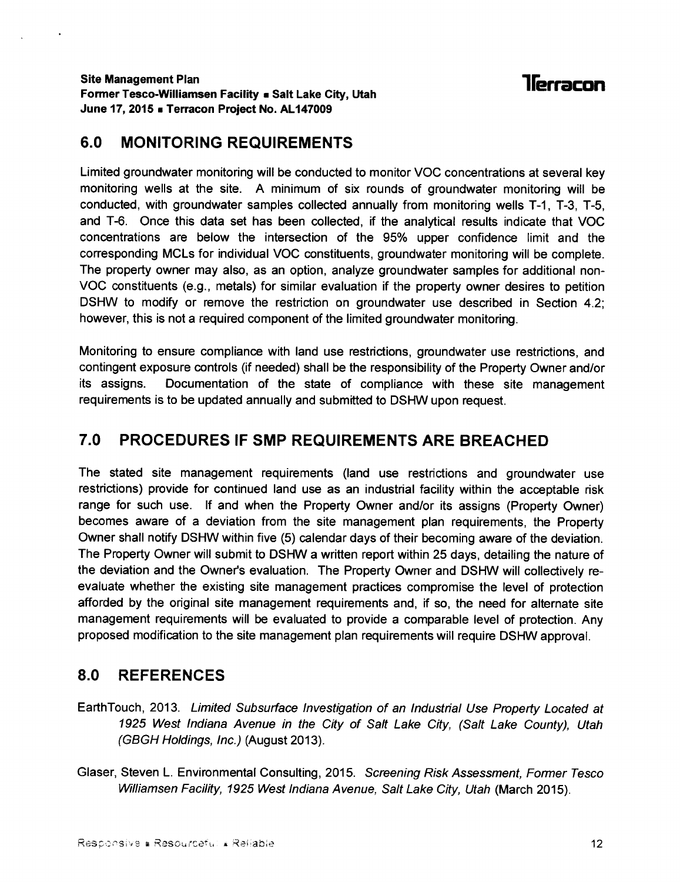## 6.0 MONITORING REQUIREMENTS

Limited groundwater monitoring will be conducted to monitor VOC concentrations at several key monitoring wells at the site. A minimum of six rounds of groundwater monitoring will be conducted, with groundwater samples collected annually from monitoring wells T-1, T-3, T-5, and T-6. Once this data set has been collected, if the analytical results indicate that VOC concentrations are below the intersection of the 95% upper confidence limit and the corresponding MCLs for individual VOC constituents, groundwater monitoring will be complete. The property owner may also, as an option, analyze groundwater samples for additional non-VOC constituents (e.g., metals) for similar evaluation if the property owner desires to petition DSHW to modify or remove the restriction on groundwater use described in Section 4.2; however, this is not a required component of the limited groundwater monitoring.

Monitoring to ensure compliance with land use restrictions, groundwater use restrictions, and contingent exposure controls (if needed) shall be the responsibility of the Property Owner and/or its assigns. Documentation of the state of compliance with these site management requirements is to be updated annually and submitted to DSHW upon request.

## 7.0 PROCEDURES IF SMP REQUIREMENTS ARE BREACHED

The stated site management requirements (land use restrictions and groundwater use restrictions) provide for continued land use as an industrial facility within the acceptable risk range for such use. If and when the Property Owner and/or its assigns (Property Owner) becomes aware of a deviation from the site management plan requirements, the Property Owner shall notify DSHW within five (5) calendar days of their becoming aware of the deviation. The Property Owner will submit to DSHW a written report within 25 days, detailing the nature of the deviation and the Owner's evaluation. The Property Owner and DSHW will collectively re-evaluate whether the existing site management practices compromise the level of protection afforded by the original site management requirements and, if so, the need for alternate site management requirements will be evaluated to provide a comparable level of protection. Any proposed modification to the site management plan requirements will require DSHW approval.

## 8.0 REFERENCES

EarthTouch, 2013. *Limited Subsurface Investigation of an Industrial Use Property Located at 1925 West Indiana Avenue in the City of Salt Lake City, (Salt Lake County), Utah (GBGH Holdings, Inc.)* (August 2013).

Glaser, Steven L. Environmental Consulting, 2015. *Screening Risk Assessment, Former Tesco Williamsen Facility, 1925 West Indiana Avenue, Salt Lake City, Utah* (March 2015).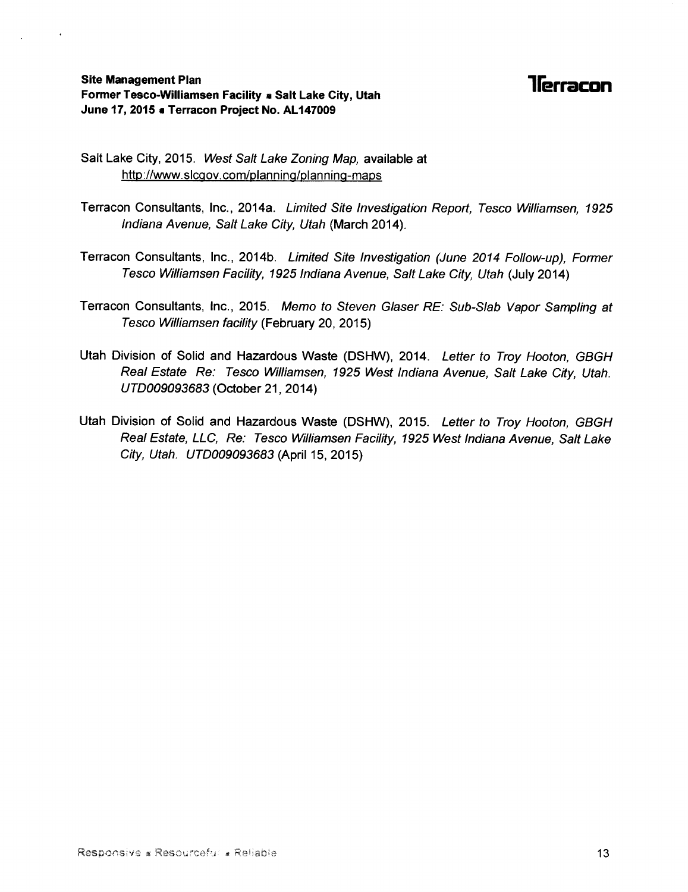Salt Lake City, 2015. *West Salt Lake Zoning Map,* available at http://www.slcgov.com/planning/planning-maps

Terracon Consultants, Inc., 2014a. *Limited Site Investigation Report, Tesco Williamsen, 1925 Indiana Avenue, Salt Lake City, Utah* (March 2014).

Terracon Consultants, Inc., 2014b. *Limited Site Investigation (June 2014 Follow-up), Former Tesco Williamsen Facility, 1925 Indiana Avenue, Salt Lake City, Utah* (July 2014)

Terracon Consultants, Inc., 2015. *Memo to Steven Glaser RE: Sub-Slab Vapor Sampling at Tesco Williamsen facility* (February 20, 2015)

Utah Division of Solid and Hazardous Waste (DSHW), 2014. *Letter to Troy Hooton, GBGH Real Estate Re: Tesco Williamsen, 1925 West Indiana Avenue, Salt Lake City, Utah. UTD009093683* (October 21, 2014)

Utah Division of Solid and Hazardous Waste (DSHW), 2015. *Letter to Troy Hooton, GBGH Real Estate, LLC, Re: Tesco Williamsen Facility, 1925 West Indiana Avenue, Salt Lake City, Utah. UTD009093683* (April 15, 2015)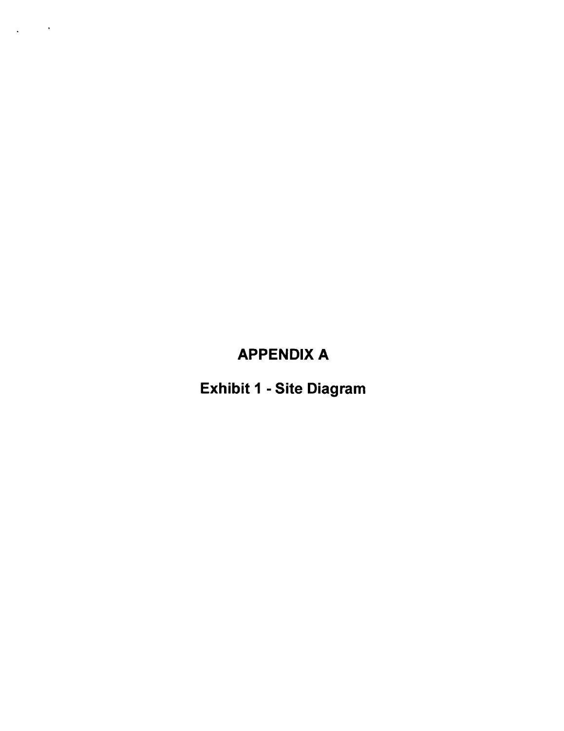# APPENDIX A

## Exhibit 1 - Site Diagram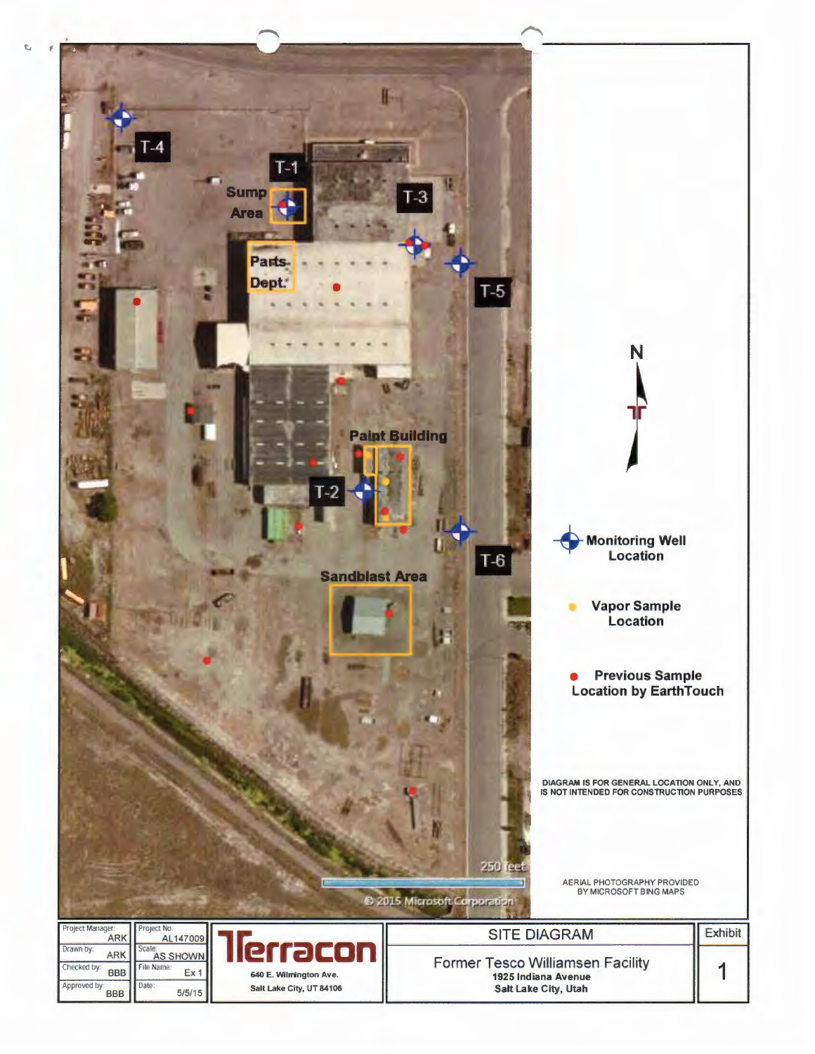T-4

T-1

Sump Area

T-3

Parts Dept.

T-5

Paint Building

T-2

T-6

Sandblast Area

250 feet

© 2015 Microsoft Corporation

N

Monitoring Well Location

Vapor Sample Location

Previous Sample Location by EarthTouch

DIAGRAM IS FOR GENERAL LOCATION ONLY, AND IS NOT INTENDED FOR CONSTRUCTION PURPOSES

AERIAL PHOTOGRAPHY PROVIDED BY MICROSOFT BING MAPS

| Project Manager: ARK | Project No. AL147009 | Terracon<br>640 E. Wilmington Ave.<br>Salt Lake City, UT 84106 | SITE DIAGRAM<br>Former Tesco Williamsen Facility<br>1925 Indiana Avenue<br>Salt Lake City, Utah | Exhibit<br>1 |
|---|---|---|---|---|
| Drawn by: ARK | Scale: AS SHOWN | | | |
| Checked by: BBB | File Name: Ex 1 | | | |
| Approved by: BBB | Date: 5/5/15 | | | |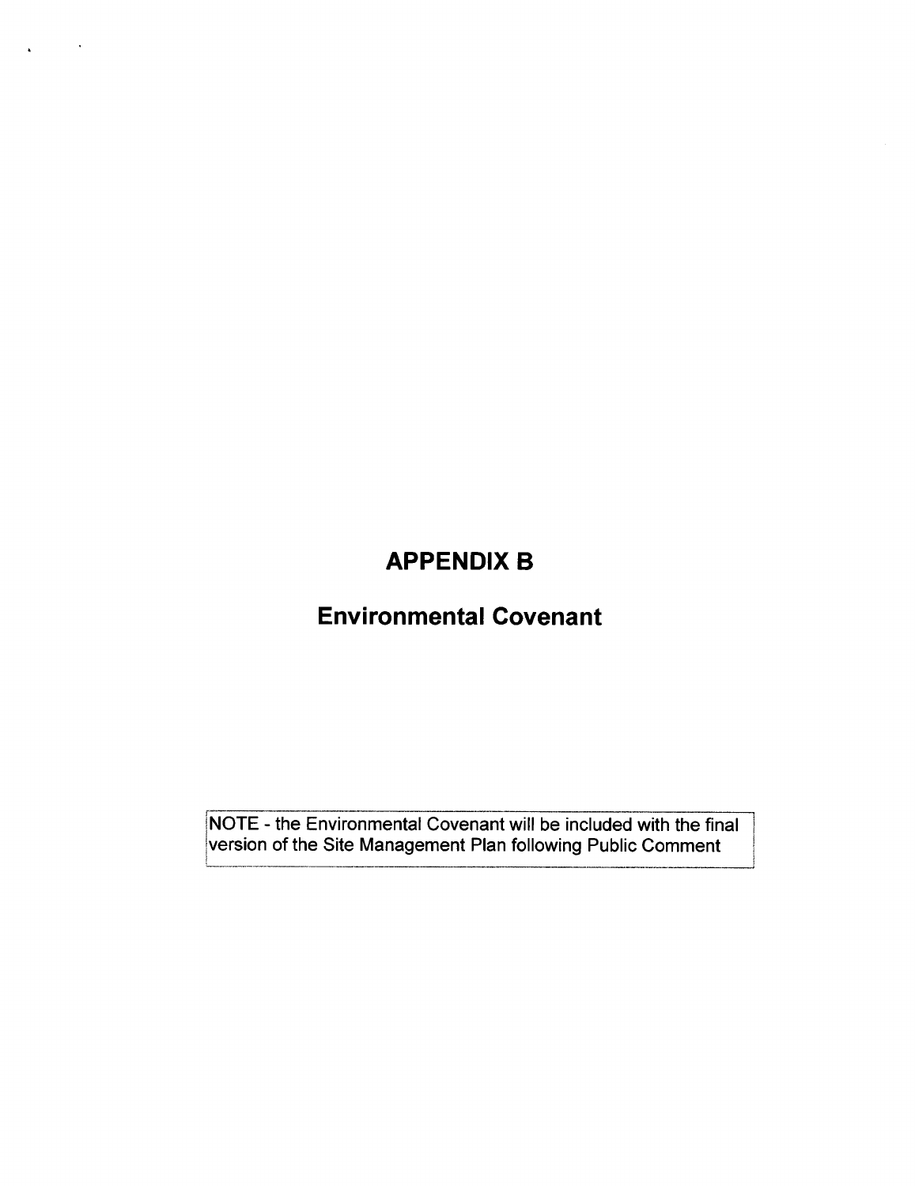# APPENDIX B

## Environmental Covenant

NOTE - the Environmental Covenant will be included with the final version of the Site Management Plan following Public Comment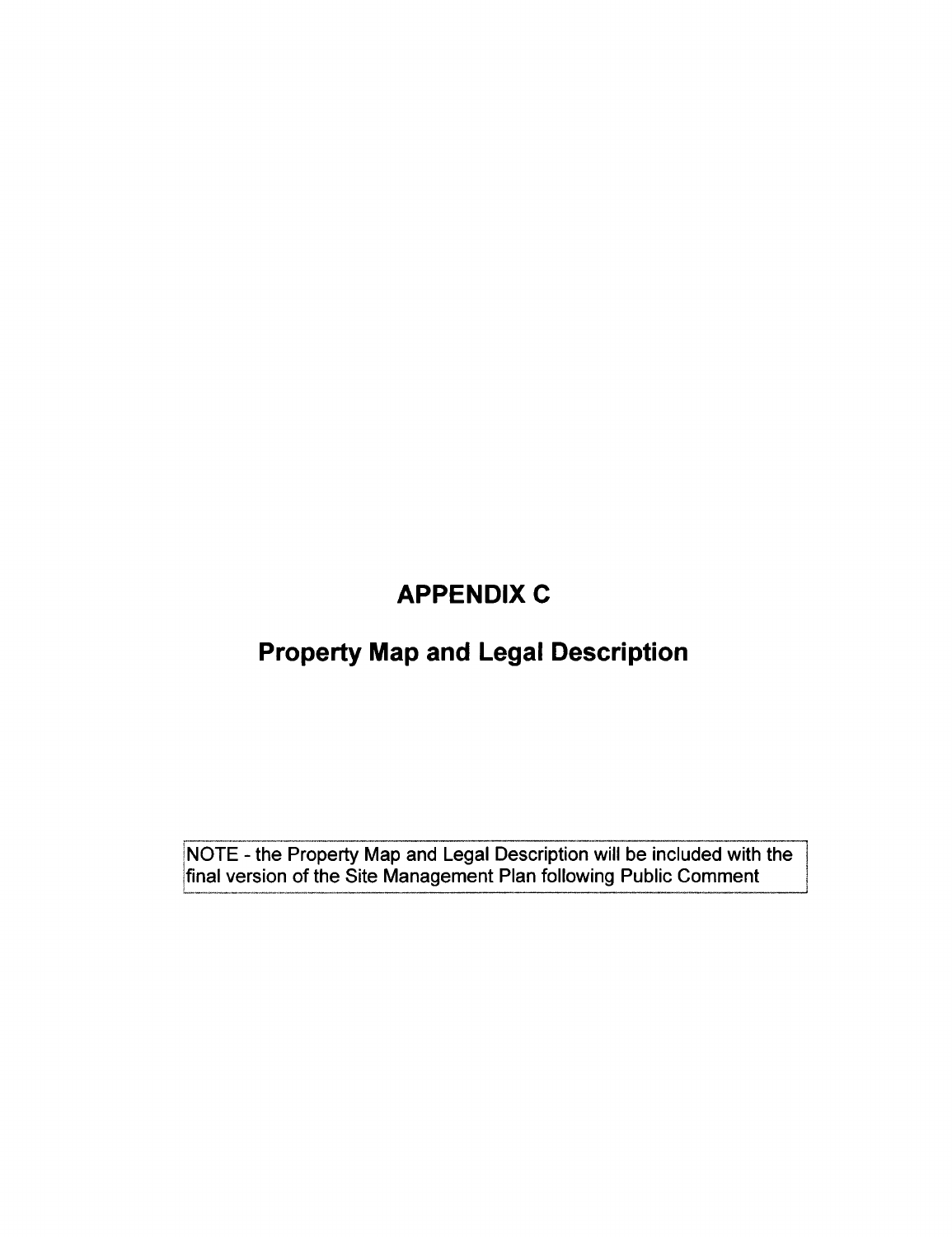# APPENDIX C

# Property Map and Legal Description

NOTE - the Property Map and Legal Description will be included with the final version of the Site Management Plan following Public Comment